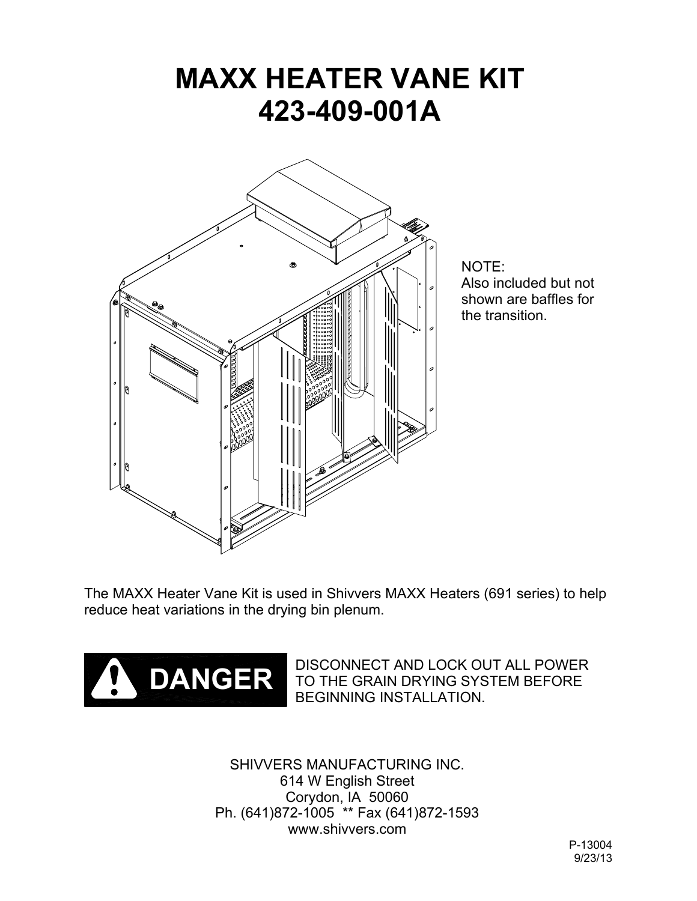# MAXX HEATER VANE KIT
# 423-409-001A

NOTE:
Also included but not shown are baffles for the transition.

The MAXX Heater Vane Kit is used in Shivvers MAXX Heaters (691 series) to help reduce heat variations in the drying bin plenum.

**DANGER** DISCONNECT AND LOCK OUT ALL POWER TO THE GRAIN DRYING SYSTEM BEFORE BEGINNING INSTALLATION.

SHIVVERS MANUFACTURING INC.
614 W English Street
Corydon, IA 50060
Ph. (641)872-1005 ** Fax (641)872-1593
www.shivvers.com

P-13004
9/23/13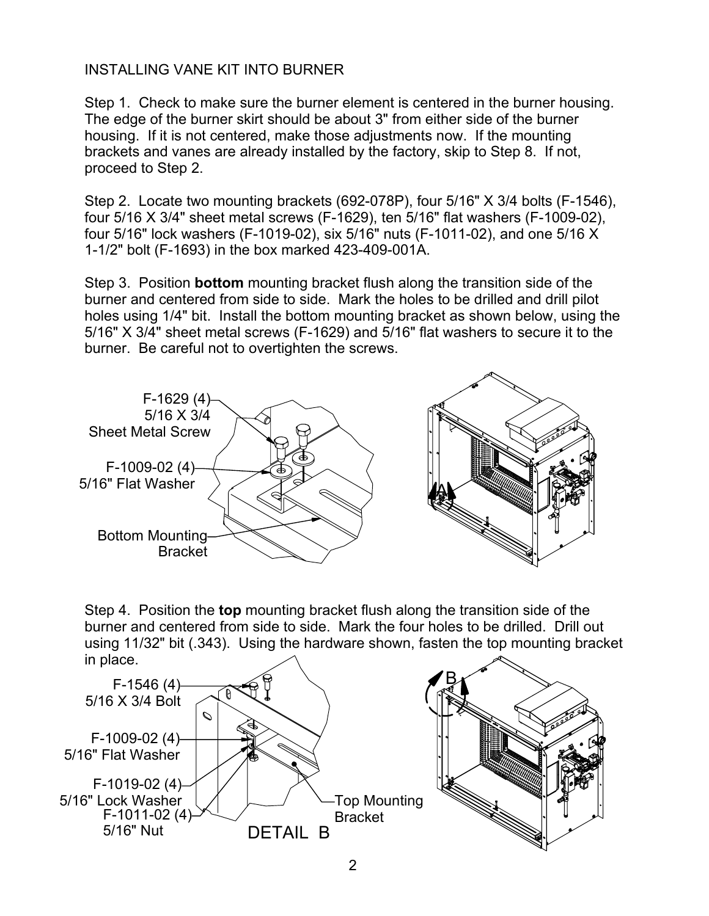# INSTALLING VANE KIT INTO BURNER

Step 1. Check to make sure the burner element is centered in the burner housing. The edge of the burner skirt should be about 3" from either side of the burner housing. If it is not centered, make those adjustments now. If the mounting brackets and vanes are already installed by the factory, skip to Step 8. If not, proceed to Step 2.

Step 2. Locate two mounting brackets (692-078P), four 5/16" X 3/4 bolts (F-1546), four 5/16 X 3/4" sheet metal screws (F-1629), ten 5/16" flat washers (F-1009-02), four 5/16" lock washers (F-1019-02), six 5/16" nuts (F-1011-02), and one 5/16 X 1-1/2" bolt (F-1693) in the box marked 423-409-001A.

Step 3. Position **bottom** mounting bracket flush along the transition side of the burner and centered from side to side. Mark the holes to be drilled and drill pilot holes using 1/4" bit. Install the bottom mounting bracket as shown below, using the 5/16" X 3/4" sheet metal screws (F-1629) and 5/16" flat washers to secure it to the burner. Be careful not to overtighten the screws.

F-1629 (4) 5/16 X 3/4 Sheet Metal Screw

F-1009-02 (4) 5/16" Flat Washer

Bottom Mounting Bracket

A

Step 4. Position the **top** mounting bracket flush along the transition side of the burner and centered from side to side. Mark the four holes to be drilled. Drill out using 11/32" bit (.343). Using the hardware shown, fasten the top mounting bracket in place.

F-1546 (4) 5/16 X 3/4 Bolt

F-1009-02 (4) 5/16" Flat Washer

F-1019-02 (4) 5/16" Lock Washer

F-1011-02 (4) 5/16" Nut

Top Mounting Bracket

DETAIL B

B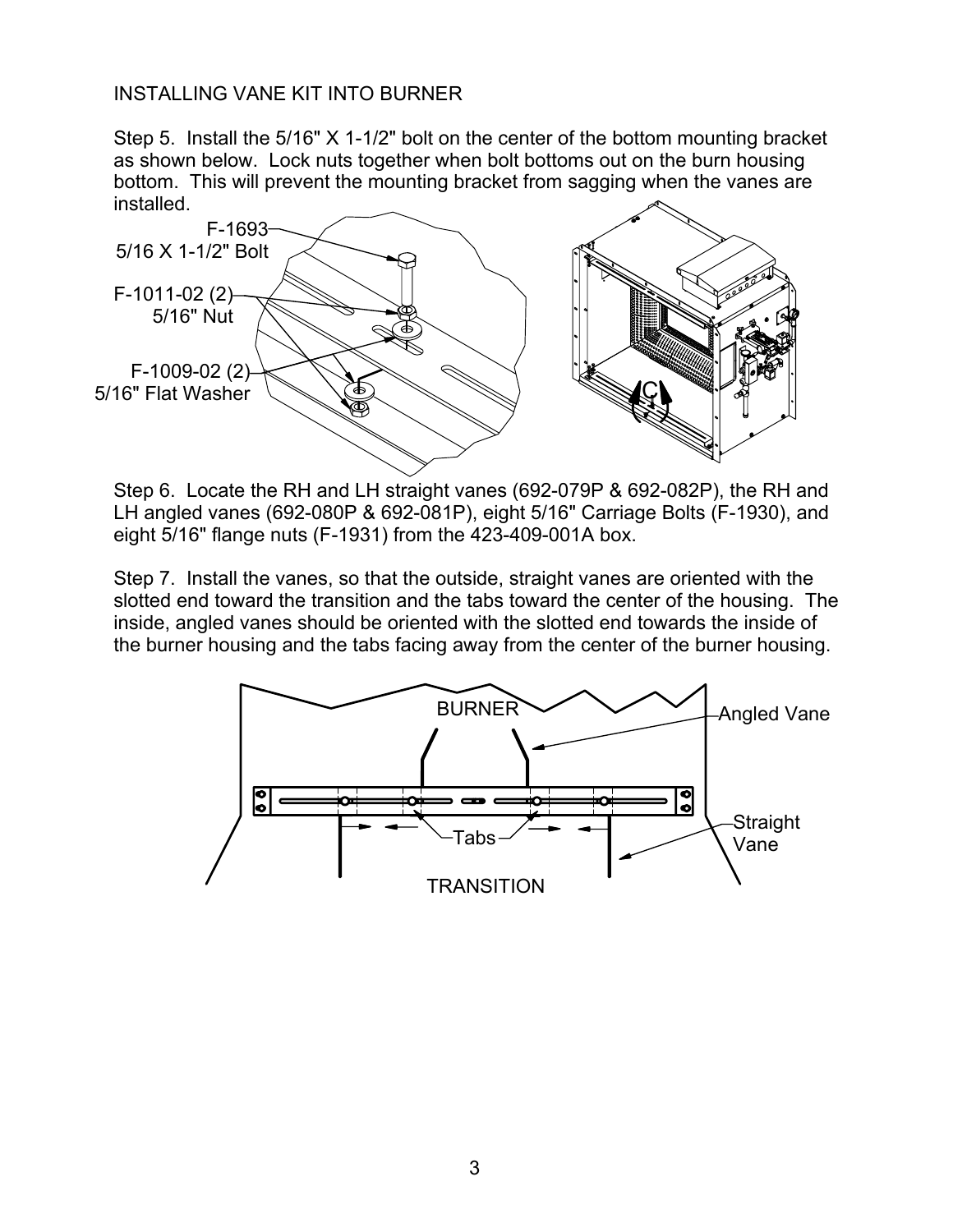INSTALLING VANE KIT INTO BURNER

Step 5. Install the 5/16" X 1-1/2" bolt on the center of the bottom mounting bracket as shown below. Lock nuts together when bolt bottoms out on the burn housing bottom. This will prevent the mounting bracket from sagging when the vanes are installed.

F-1693
5/16 X 1-1/2" Bolt

F-1011-02 (2)
5/16" Nut

F-1009-02 (2)
5/16" Flat Washer

Step 6. Locate the RH and LH straight vanes (692-079P & 692-082P), the RH and LH angled vanes (692-080P & 692-081P), eight 5/16" Carriage Bolts (F-1930), and eight 5/16" flange nuts (F-1931) from the 423-409-001A box.

Step 7. Install the vanes, so that the outside, straight vanes are oriented with the slotted end toward the transition and the tabs toward the center of the housing. The inside, angled vanes should be oriented with the slotted end towards the inside of the burner housing and the tabs facing away from the center of the burner housing.

BURNER

Angled Vane

Tabs

Straight Vane

TRANSITION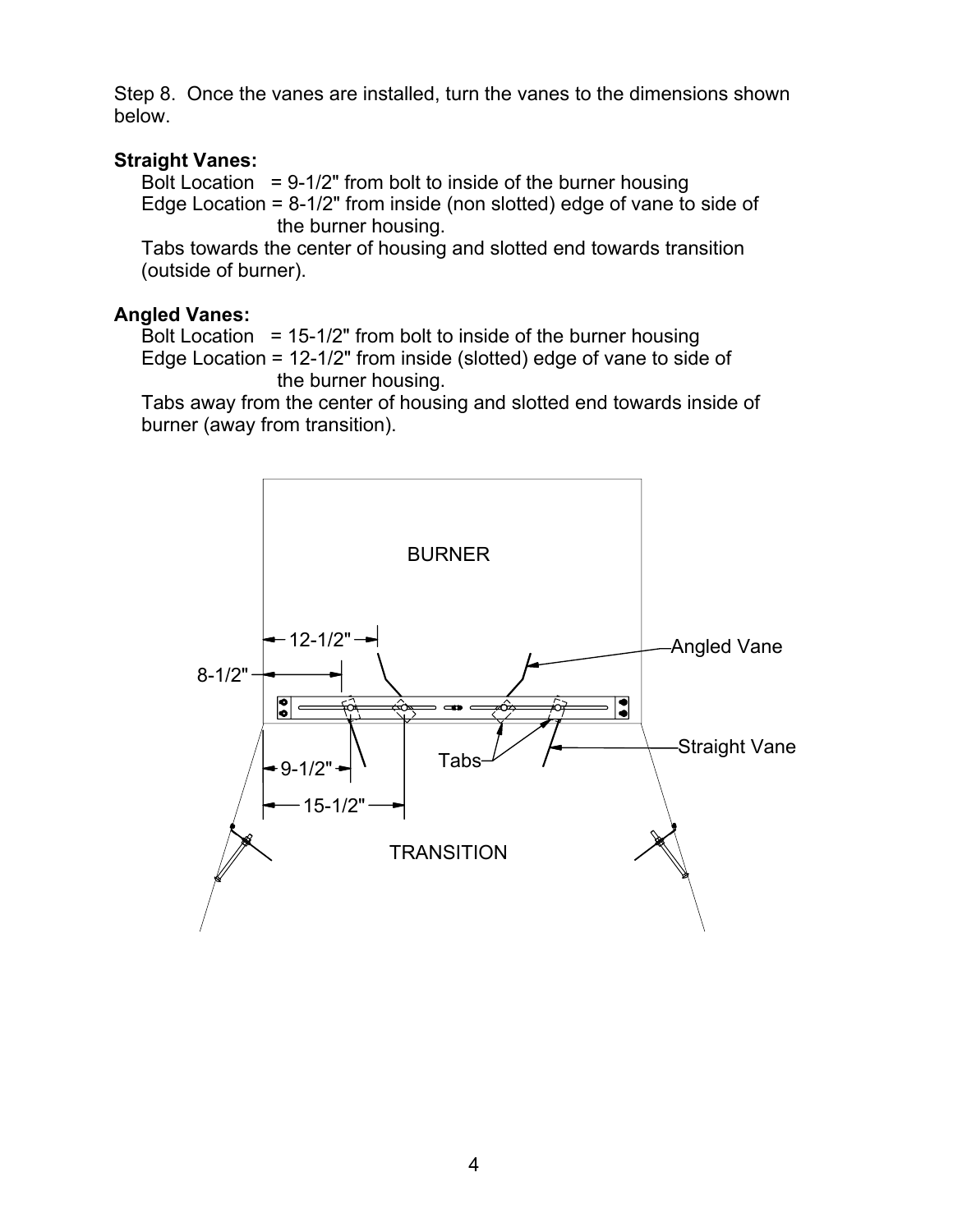Step 8. Once the vanes are installed, turn the vanes to the dimensions shown below.

**Straight Vanes:**

Bolt Location = 9-1/2" from bolt to inside of the burner housing
Edge Location = 8-1/2" from inside (non slotted) edge of vane to side of the burner housing.
Tabs towards the center of housing and slotted end towards transition (outside of burner).

**Angled Vanes:**

Bolt Location = 15-1/2" from bolt to inside of the burner housing
Edge Location = 12-1/2" from inside (slotted) edge of vane to side of the burner housing.
Tabs away from the center of housing and slotted end towards inside of burner (away from transition).

BURNER

12-1/2"

8-1/2"

Angled Vane

Straight Vane

Tabs

9-1/2"

15-1/2"

TRANSITION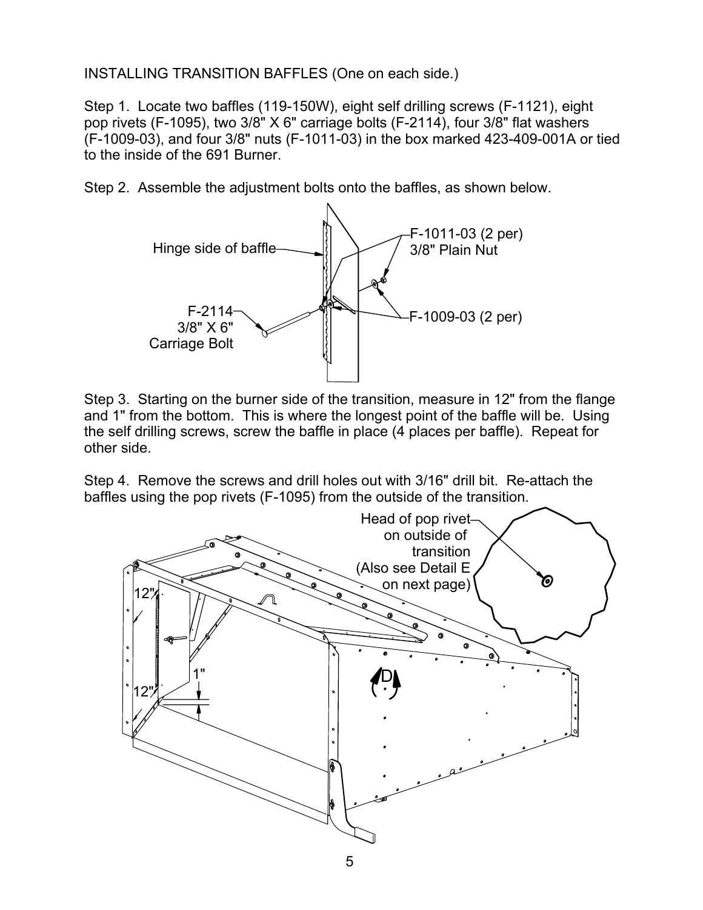INSTALLING TRANSITION BAFFLES (One on each side.)

Step 1. Locate two baffles (119-150W), eight self drilling screws (F-1121), eight pop rivets (F-1095), two 3/8" X 6" carriage bolts (F-2114), four 3/8" flat washers (F-1009-03), and four 3/8" nuts (F-1011-03) in the box marked 423-409-001A or tied to the inside of the 691 Burner.

Step 2. Assemble the adjustment bolts onto the baffles, as shown below.

Hinge side of baffle

F-1011-03 (2 per)
3/8" Plain Nut

F-2114
3/8" X 6"
Carriage Bolt

F-1009-03 (2 per)

Step 3. Starting on the burner side of the transition, measure in 12" from the flange and 1" from the bottom. This is where the longest point of the baffle will be. Using the self drilling screws, screw the baffle in place (4 places per baffle). Repeat for other side.

Step 4. Remove the screws and drill holes out with 3/16" drill bit. Re-attach the baffles using the pop rivets (F-1095) from the outside of the transition.

Head of pop rivet on outside of transition (Also see Detail E on next page)

12"

12"

1"

D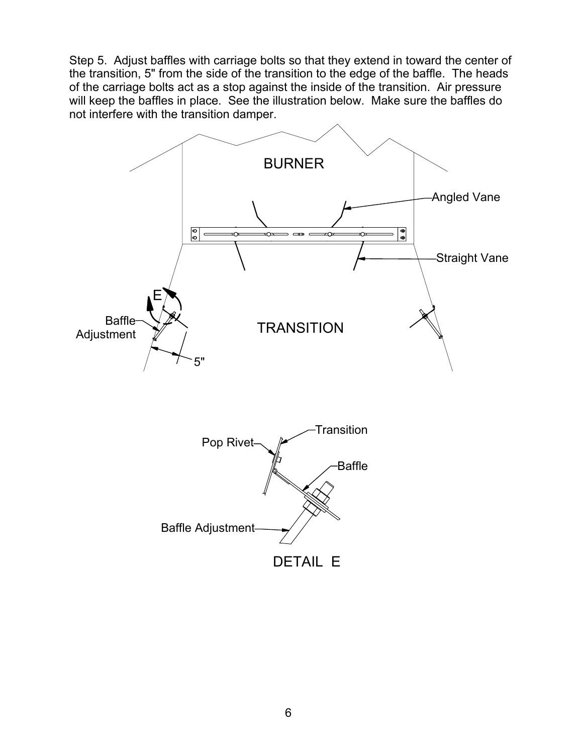Step 5. Adjust baffles with carriage bolts so that they extend in toward the center of the transition, 5" from the side of the transition to the edge of the baffle. The heads of the carriage bolts act as a stop against the inside of the transition. Air pressure will keep the baffles in place. See the illustration below. Make sure the baffles do not interfere with the transition damper.

BURNER

Angled Vane

Straight Vane

E

Baffle Adjustment

TRANSITION

5"

Transition

Pop Rivet

Baffle

Baffle Adjustment

DETAIL E